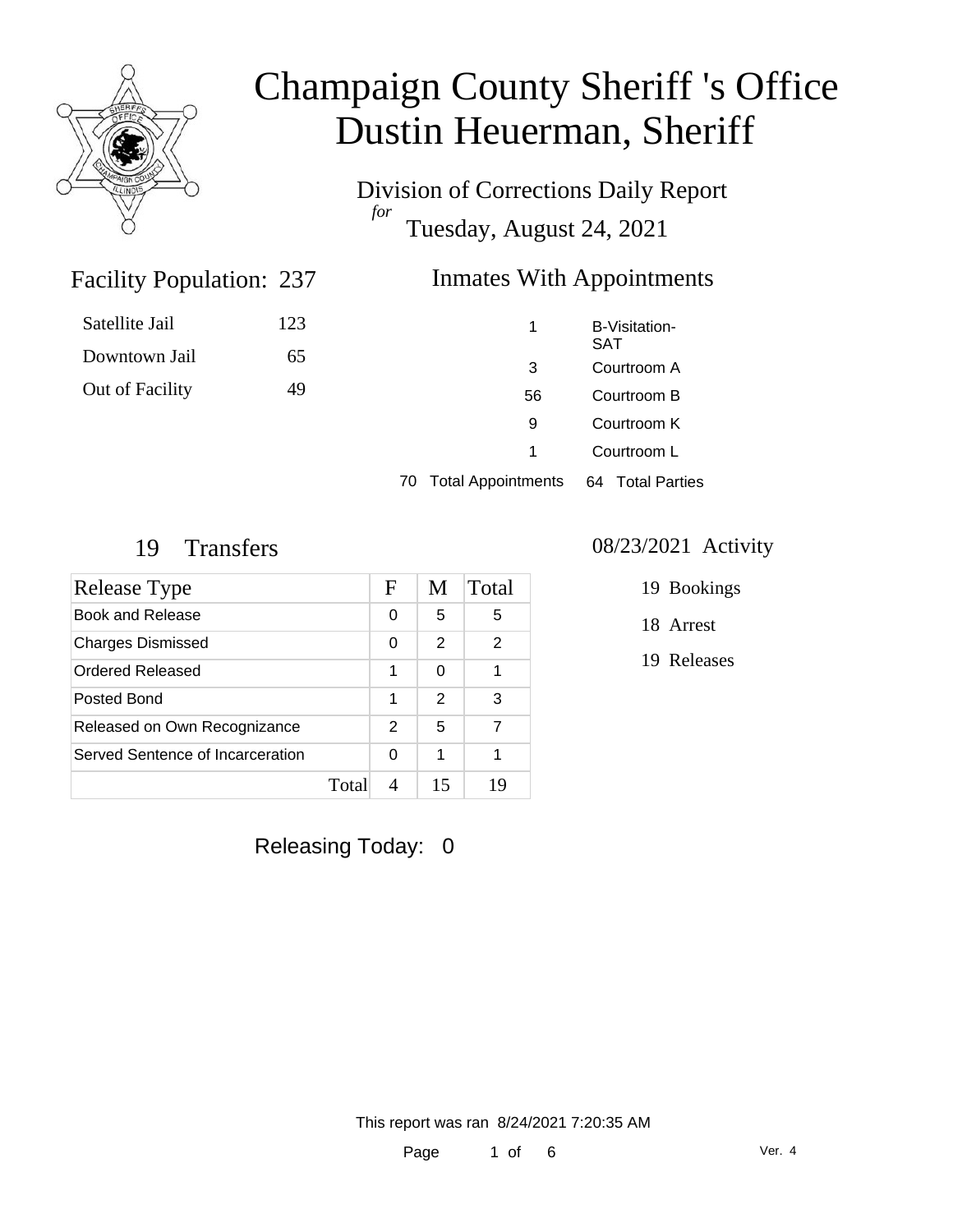# Champaign County Sheriff 's Office
# Dustin Heuerman, Sheriff

Division of Corrections Daily Report
*for*
Tuesday, August 24, 2021

## Facility Population: 237

| | |
|---|---|
| Satellite Jail | 123 |
| Downtown Jail | 65 |
| Out of Facility | 49 |

## Inmates With Appointments

| | |
|---|---|
| 1 | B-Visitation-SAT |
| 3 | Courtroom A |
| 56 | Courtroom B |
| 9 | Courtroom K |
| 1 | Courtroom L |

70 Total Appointments  64 Total Parties

## 19 Transfers

| Release Type | F | M | Total |
|---|---|---|---|
| Book and Release | 0 | 5 | 5 |
| Charges Dismissed | 0 | 2 | 2 |
| Ordered Released | 1 | 0 | 1 |
| Posted Bond | 1 | 2 | 3 |
| Released on Own Recognizance | 2 | 5 | 7 |
| Served Sentence of Incarceration | 0 | 1 | 1 |
| Total | 4 | 15 | 19 |

## 08/23/2021 Activity

19 Bookings

18 Arrest

19 Releases

Releasing Today: 0

This report was ran 8/24/2021 7:20:35 AM

Ver. 4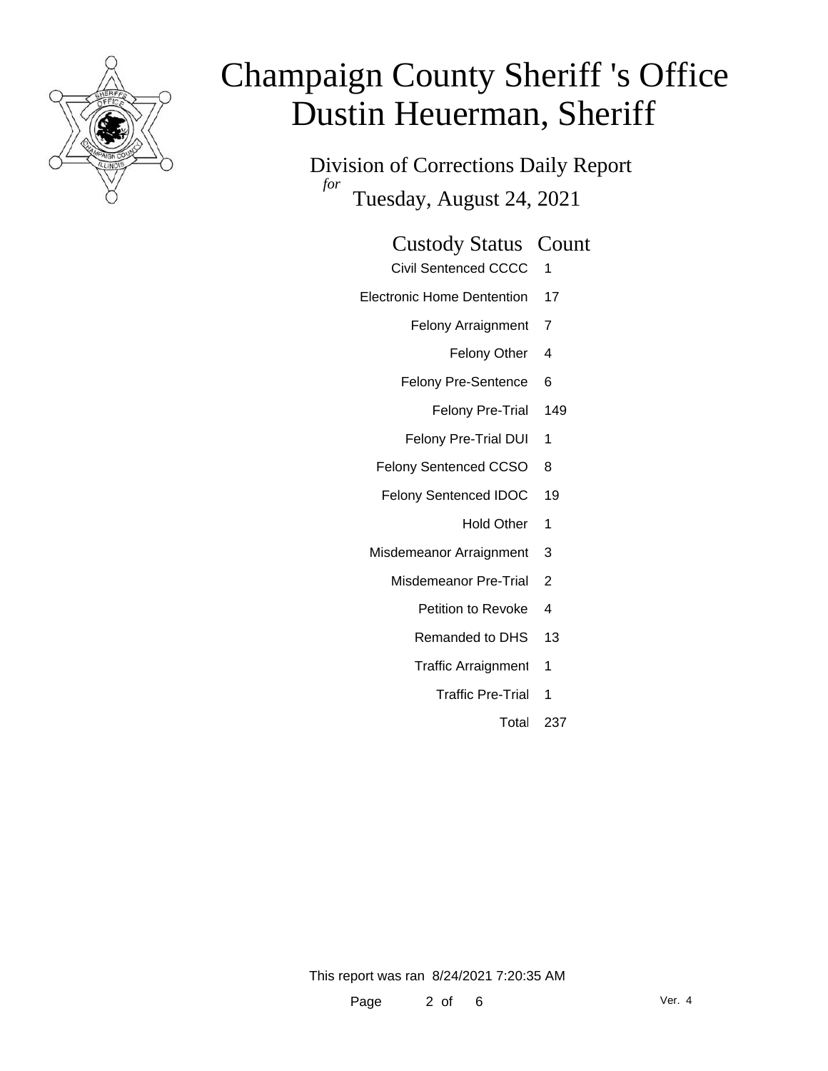# Champaign County Sheriff 's Office
# Dustin Heuerman, Sheriff

Division of Corrections Daily Report
*for*
Tuesday, August 24, 2021

| Custody Status | Count |
|---|---|
| Civil Sentenced CCCC | 1 |
| Electronic Home Dentention | 17 |
| Felony Arraignment | 7 |
| Felony Other | 4 |
| Felony Pre-Sentence | 6 |
| Felony Pre-Trial | 149 |
| Felony Pre-Trial DUI | 1 |
| Felony Sentenced CCSO | 8 |
| Felony Sentenced IDOC | 19 |
| Hold Other | 1 |
| Misdemeanor Arraignment | 3 |
| Misdemeanor Pre-Trial | 2 |
| Petition to Revoke | 4 |
| Remanded to DHS | 13 |
| Traffic Arraignment | 1 |
| Traffic Pre-Trial | 1 |
| Total | 237 |

This report was ran 8/24/2021 7:20:35 AM

Ver. 4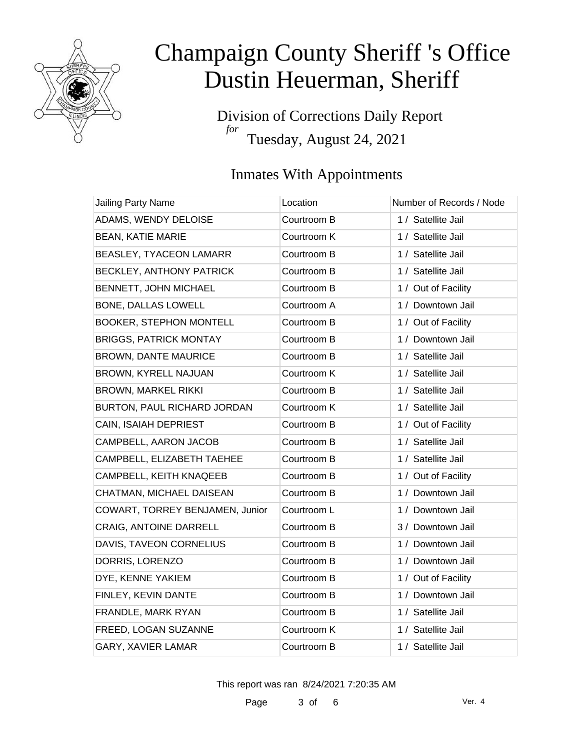# Champaign County Sheriff 's Office
# Dustin Heuerman, Sheriff

Division of Corrections Daily Report
*for*
Tuesday, August 24, 2021

## Inmates With Appointments

| Jailing Party Name | Location | Number of Records / Node |
|---|---|---|
| ADAMS, WENDY DELOISE | Courtroom B | 1 / Satellite Jail |
| BEAN, KATIE MARIE | Courtroom K | 1 / Satellite Jail |
| BEASLEY, TYACEON LAMARR | Courtroom B | 1 / Satellite Jail |
| BECKLEY, ANTHONY PATRICK | Courtroom B | 1 / Satellite Jail |
| BENNETT, JOHN MICHAEL | Courtroom B | 1 / Out of Facility |
| BONE, DALLAS LOWELL | Courtroom A | 1 / Downtown Jail |
| BOOKER, STEPHON MONTELL | Courtroom B | 1 / Out of Facility |
| BRIGGS, PATRICK MONTAY | Courtroom B | 1 / Downtown Jail |
| BROWN, DANTE MAURICE | Courtroom B | 1 / Satellite Jail |
| BROWN, KYRELL NAJUAN | Courtroom K | 1 / Satellite Jail |
| BROWN, MARKEL RIKKI | Courtroom B | 1 / Satellite Jail |
| BURTON, PAUL RICHARD JORDAN | Courtroom K | 1 / Satellite Jail |
| CAIN, ISAIAH DEPRIEST | Courtroom B | 1 / Out of Facility |
| CAMPBELL, AARON JACOB | Courtroom B | 1 / Satellite Jail |
| CAMPBELL, ELIZABETH TAEHEE | Courtroom B | 1 / Satellite Jail |
| CAMPBELL, KEITH KNAQEEB | Courtroom B | 1 / Out of Facility |
| CHATMAN, MICHAEL DAISEAN | Courtroom B | 1 / Downtown Jail |
| COWART, TORREY BENJAMEN, Junior | Courtroom L | 1 / Downtown Jail |
| CRAIG, ANTOINE DARRELL | Courtroom B | 3 / Downtown Jail |
| DAVIS, TAVEON CORNELIUS | Courtroom B | 1 / Downtown Jail |
| DORRIS, LORENZO | Courtroom B | 1 / Downtown Jail |
| DYE, KENNE YAKIEM | Courtroom B | 1 / Out of Facility |
| FINLEY, KEVIN DANTE | Courtroom B | 1 / Downtown Jail |
| FRANDLE, MARK RYAN | Courtroom B | 1 / Satellite Jail |
| FREED, LOGAN SUZANNE | Courtroom K | 1 / Satellite Jail |
| GARY, XAVIER LAMAR | Courtroom B | 1 / Satellite Jail |

This report was ran 8/24/2021 7:20:35 AM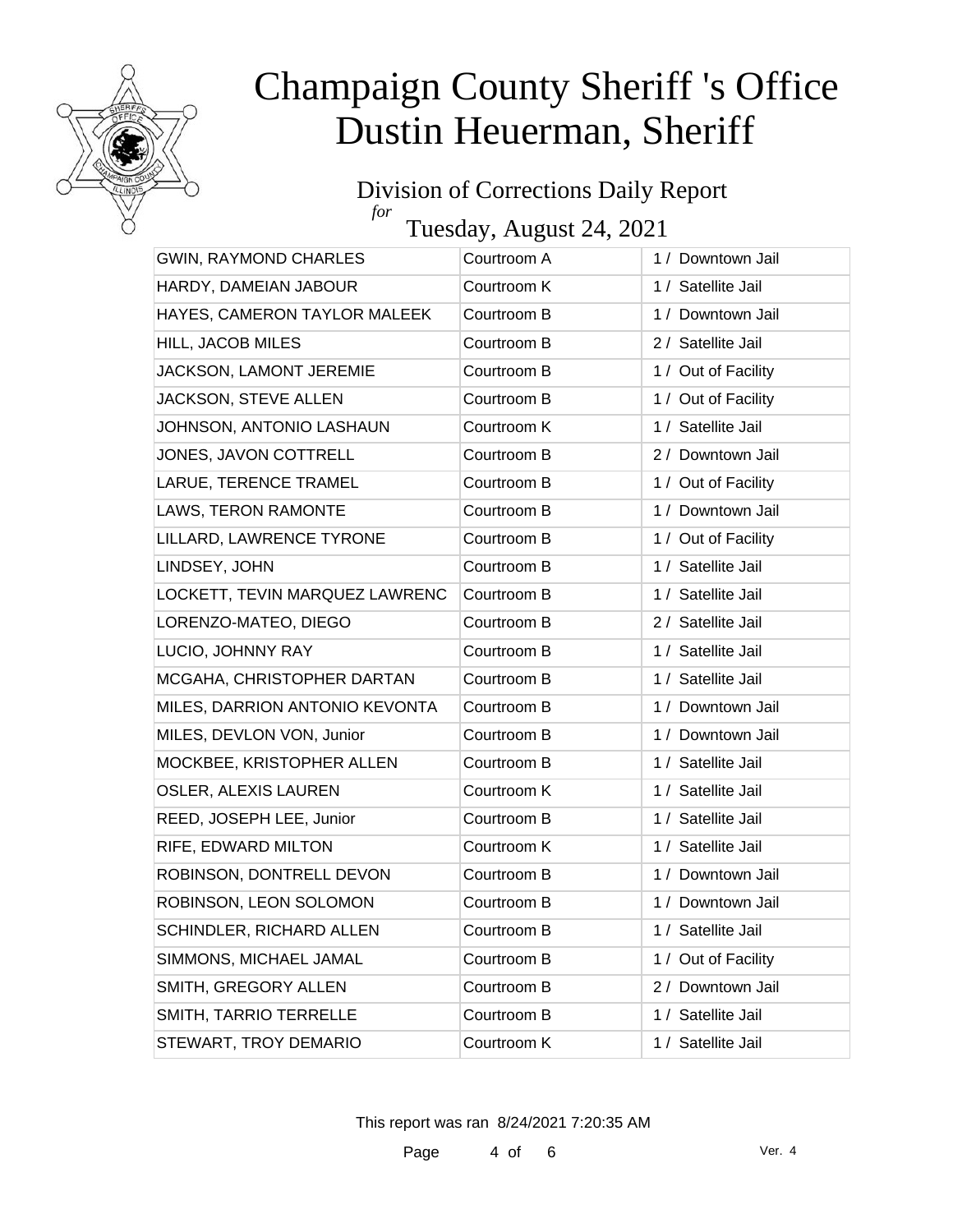# Champaign County Sheriff 's Office
# Dustin Heuerman, Sheriff

## Division of Corrections Daily Report

*for*

## Tuesday, August 24, 2021

| | | |
|---|---|---|
| GWIN, RAYMOND CHARLES | Courtroom A | 1 / Downtown Jail |
| HARDY, DAMEIAN JABOUR | Courtroom K | 1 / Satellite Jail |
| HAYES, CAMERON TAYLOR MALEEK | Courtroom B | 1 / Downtown Jail |
| HILL, JACOB MILES | Courtroom B | 2 / Satellite Jail |
| JACKSON, LAMONT JEREMIE | Courtroom B | 1 / Out of Facility |
| JACKSON, STEVE ALLEN | Courtroom B | 1 / Out of Facility |
| JOHNSON, ANTONIO LASHAUN | Courtroom K | 1 / Satellite Jail |
| JONES, JAVON COTTRELL | Courtroom B | 2 / Downtown Jail |
| LARUE, TERENCE TRAMEL | Courtroom B | 1 / Out of Facility |
| LAWS, TERON RAMONTE | Courtroom B | 1 / Downtown Jail |
| LILLARD, LAWRENCE TYRONE | Courtroom B | 1 / Out of Facility |
| LINDSEY, JOHN | Courtroom B | 1 / Satellite Jail |
| LOCKETT, TEVIN MARQUEZ LAWRENC | Courtroom B | 1 / Satellite Jail |
| LORENZO-MATEO, DIEGO | Courtroom B | 2 / Satellite Jail |
| LUCIO, JOHNNY RAY | Courtroom B | 1 / Satellite Jail |
| MCGAHA, CHRISTOPHER DARTAN | Courtroom B | 1 / Satellite Jail |
| MILES, DARRION ANTONIO KEVONTA | Courtroom B | 1 / Downtown Jail |
| MILES, DEVLON VON, Junior | Courtroom B | 1 / Downtown Jail |
| MOCKBEE, KRISTOPHER ALLEN | Courtroom B | 1 / Satellite Jail |
| OSLER, ALEXIS LAUREN | Courtroom K | 1 / Satellite Jail |
| REED, JOSEPH LEE, Junior | Courtroom B | 1 / Satellite Jail |
| RIFE, EDWARD MILTON | Courtroom K | 1 / Satellite Jail |
| ROBINSON, DONTRELL DEVON | Courtroom B | 1 / Downtown Jail |
| ROBINSON, LEON SOLOMON | Courtroom B | 1 / Downtown Jail |
| SCHINDLER, RICHARD ALLEN | Courtroom B | 1 / Satellite Jail |
| SIMMONS, MICHAEL JAMAL | Courtroom B | 1 / Out of Facility |
| SMITH, GREGORY ALLEN | Courtroom B | 2 / Downtown Jail |
| SMITH, TARRIO TERRELLE | Courtroom B | 1 / Satellite Jail |
| STEWART, TROY DEMARIO | Courtroom K | 1 / Satellite Jail |

This report was ran 8/24/2021 7:20:35 AM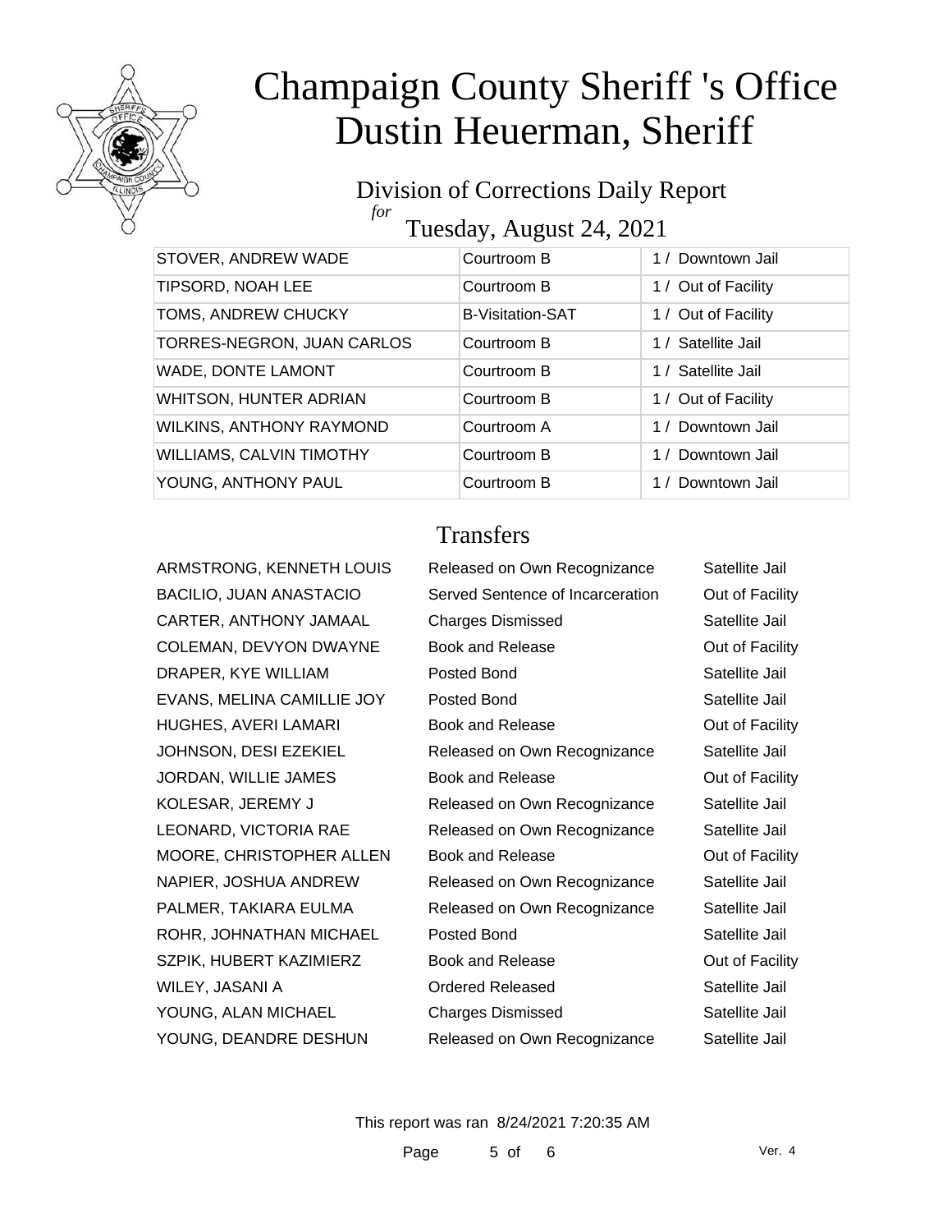# Champaign County Sheriff 's Office
# Dustin Heuerman, Sheriff

## Division of Corrections Daily Report
*for*
## Tuesday, August 24, 2021

| | | |
|---|---|---|
| STOVER, ANDREW WADE | Courtroom B | 1 / Downtown Jail |
| TIPSORD, NOAH LEE | Courtroom B | 1 / Out of Facility |
| TOMS, ANDREW CHUCKY | B-Visitation-SAT | 1 / Out of Facility |
| TORRES-NEGRON, JUAN CARLOS | Courtroom B | 1 / Satellite Jail |
| WADE, DONTE LAMONT | Courtroom B | 1 / Satellite Jail |
| WHITSON, HUNTER ADRIAN | Courtroom B | 1 / Out of Facility |
| WILKINS, ANTHONY RAYMOND | Courtroom A | 1 / Downtown Jail |
| WILLIAMS, CALVIN TIMOTHY | Courtroom B | 1 / Downtown Jail |
| YOUNG, ANTHONY PAUL | Courtroom B | 1 / Downtown Jail |

## Transfers

| | | |
|---|---|---|
| ARMSTRONG, KENNETH LOUIS | Released on Own Recognizance | Satellite Jail |
| BACILIO, JUAN ANASTACIO | Served Sentence of Incarceration | Out of Facility |
| CARTER, ANTHONY JAMAAL | Charges Dismissed | Satellite Jail |
| COLEMAN, DEVYON DWAYNE | Book and Release | Out of Facility |
| DRAPER, KYE WILLIAM | Posted Bond | Satellite Jail |
| EVANS, MELINA CAMILLIE JOY | Posted Bond | Satellite Jail |
| HUGHES, AVERI LAMARI | Book and Release | Out of Facility |
| JOHNSON, DESI EZEKIEL | Released on Own Recognizance | Satellite Jail |
| JORDAN, WILLIE JAMES | Book and Release | Out of Facility |
| KOLESAR, JEREMY J | Released on Own Recognizance | Satellite Jail |
| LEONARD, VICTORIA RAE | Released on Own Recognizance | Satellite Jail |
| MOORE, CHRISTOPHER ALLEN | Book and Release | Out of Facility |
| NAPIER, JOSHUA ANDREW | Released on Own Recognizance | Satellite Jail |
| PALMER, TAKIARA EULMA | Released on Own Recognizance | Satellite Jail |
| ROHR, JOHNATHAN MICHAEL | Posted Bond | Satellite Jail |
| SZPIK, HUBERT KAZIMIERZ | Book and Release | Out of Facility |
| WILEY, JASANI A | Ordered Released | Satellite Jail |
| YOUNG, ALAN MICHAEL | Charges Dismissed | Satellite Jail |
| YOUNG, DEANDRE DESHUN | Released on Own Recognizance | Satellite Jail |

This report was ran 8/24/2021 7:20:35 AM

Ver. 4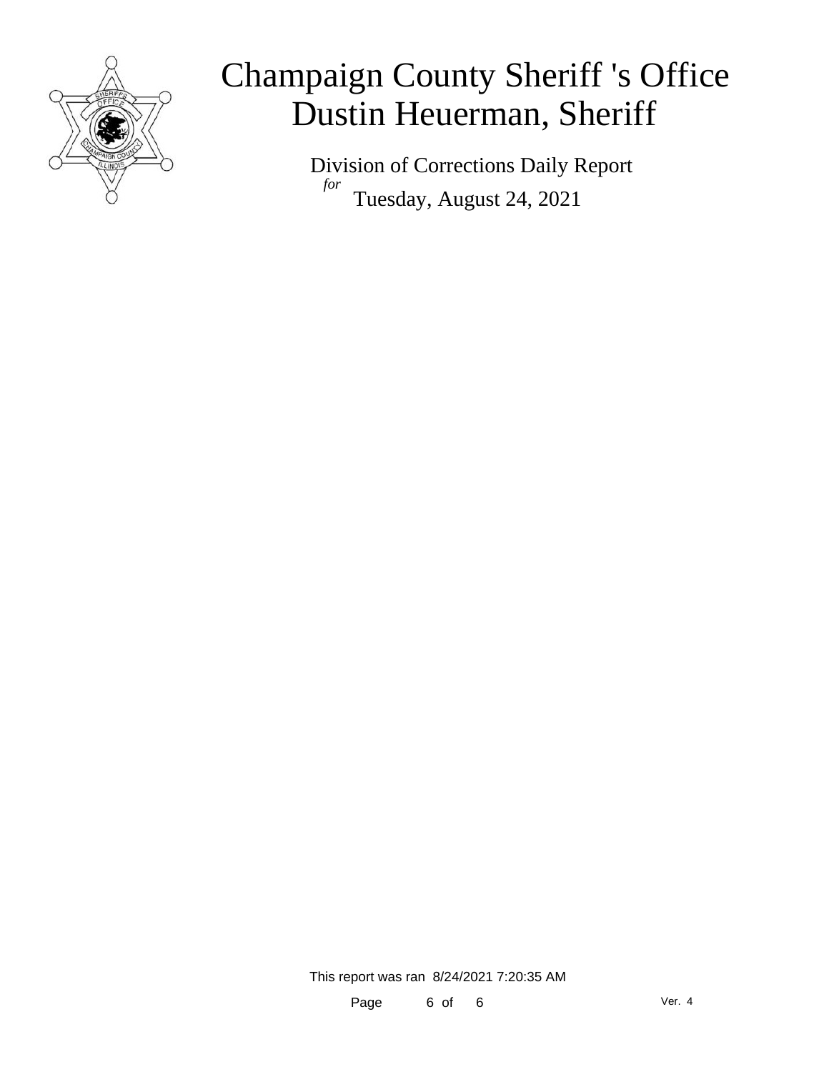# Champaign County Sheriff 's Office
# Dustin Heuerman, Sheriff

Division of Corrections Daily Report

*for* Tuesday, August 24, 2021

This report was ran 8/24/2021 7:20:35 AM

Ver. 4